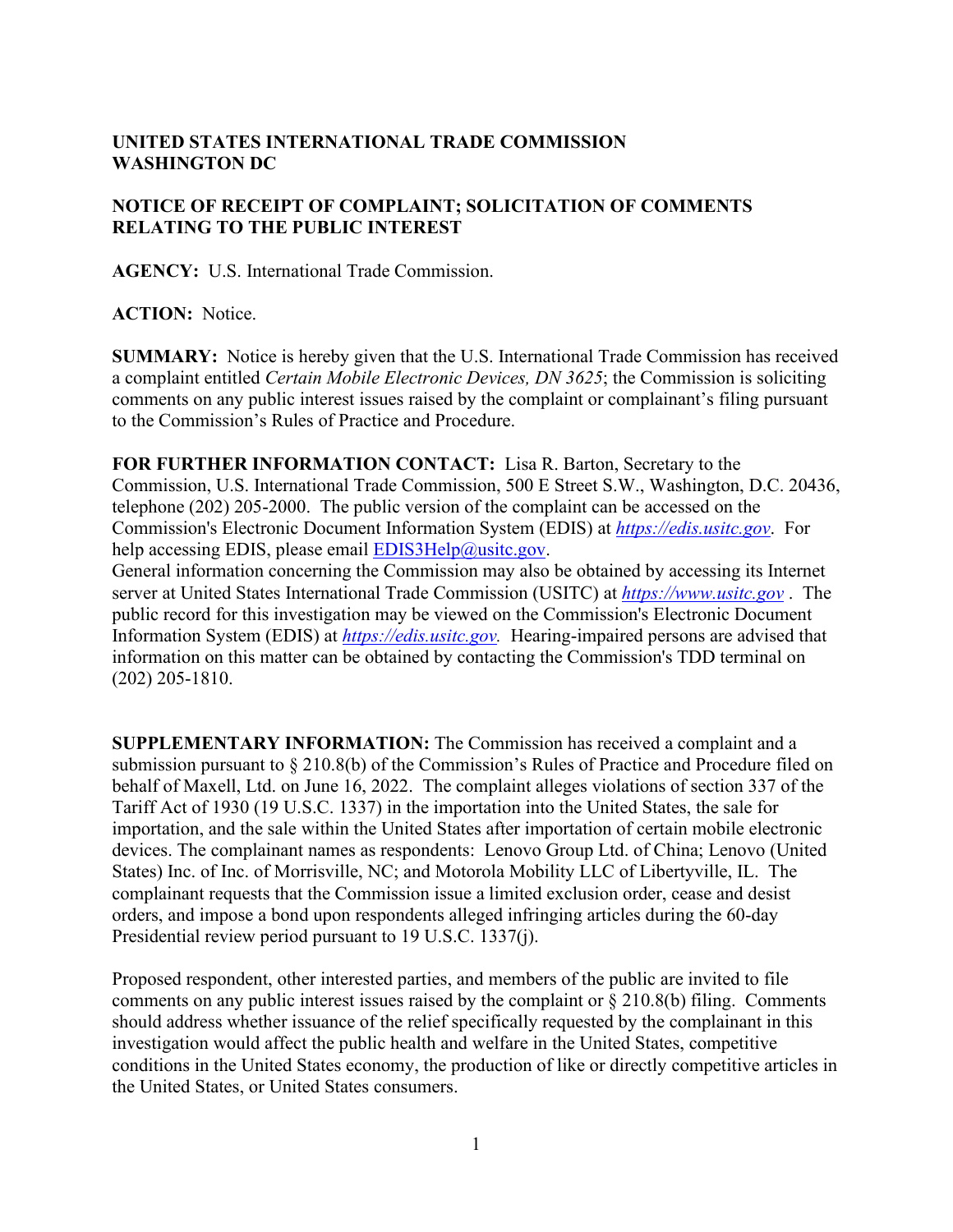**UNITED STATES INTERNATIONAL TRADE COMMISSION**
**WASHINGTON DC**

**NOTICE OF RECEIPT OF COMPLAINT; SOLICITATION OF COMMENTS RELATING TO THE PUBLIC INTEREST**

**AGENCY:** U.S. International Trade Commission.

**ACTION:** Notice.

**SUMMARY:** Notice is hereby given that the U.S. International Trade Commission has received a complaint entitled *Certain Mobile Electronic Devices, DN 3625*; the Commission is soliciting comments on any public interest issues raised by the complaint or complainant's filing pursuant to the Commission's Rules of Practice and Procedure.

**FOR FURTHER INFORMATION CONTACT:** Lisa R. Barton, Secretary to the Commission, U.S. International Trade Commission, 500 E Street S.W., Washington, D.C. 20436, telephone (202) 205-2000. The public version of the complaint can be accessed on the Commission's Electronic Document Information System (EDIS) at *https://edis.usitc.gov*. For help accessing EDIS, please email EDIS3Help@usitc.gov.
General information concerning the Commission may also be obtained by accessing its Internet server at United States International Trade Commission (USITC) at *https://www.usitc.gov* . The public record for this investigation may be viewed on the Commission's Electronic Document Information System (EDIS) at *https://edis.usitc.gov.* Hearing-impaired persons are advised that information on this matter can be obtained by contacting the Commission's TDD terminal on (202) 205-1810.

**SUPPLEMENTARY INFORMATION:** The Commission has received a complaint and a submission pursuant to § 210.8(b) of the Commission's Rules of Practice and Procedure filed on behalf of Maxell, Ltd. on June 16, 2022. The complaint alleges violations of section 337 of the Tariff Act of 1930 (19 U.S.C. 1337) in the importation into the United States, the sale for importation, and the sale within the United States after importation of certain mobile electronic devices. The complainant names as respondents: Lenovo Group Ltd. of China; Lenovo (United States) Inc. of Inc. of Morrisville, NC; and Motorola Mobility LLC of Libertyville, IL. The complainant requests that the Commission issue a limited exclusion order, cease and desist orders, and impose a bond upon respondents alleged infringing articles during the 60-day Presidential review period pursuant to 19 U.S.C. 1337(j).

Proposed respondent, other interested parties, and members of the public are invited to file comments on any public interest issues raised by the complaint or § 210.8(b) filing. Comments should address whether issuance of the relief specifically requested by the complainant in this investigation would affect the public health and welfare in the United States, competitive conditions in the United States economy, the production of like or directly competitive articles in the United States, or United States consumers.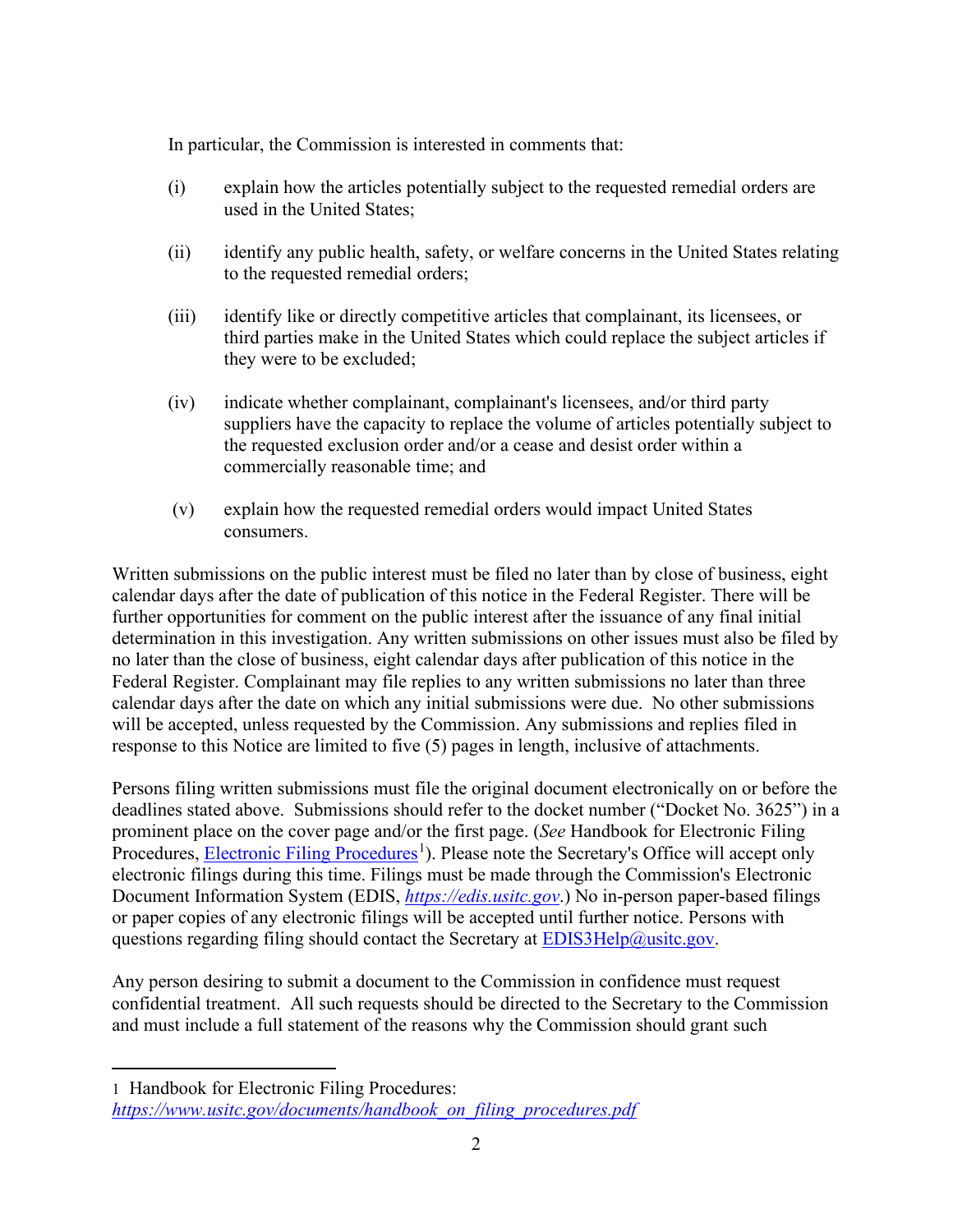In particular, the Commission is interested in comments that:

(i) explain how the articles potentially subject to the requested remedial orders are used in the United States;

(ii) identify any public health, safety, or welfare concerns in the United States relating to the requested remedial orders;

(iii) identify like or directly competitive articles that complainant, its licensees, or third parties make in the United States which could replace the subject articles if they were to be excluded;

(iv) indicate whether complainant, complainant's licensees, and/or third party suppliers have the capacity to replace the volume of articles potentially subject to the requested exclusion order and/or a cease and desist order within a commercially reasonable time; and

(v) explain how the requested remedial orders would impact United States consumers.

Written submissions on the public interest must be filed no later than by close of business, eight calendar days after the date of publication of this notice in the Federal Register. There will be further opportunities for comment on the public interest after the issuance of any final initial determination in this investigation. Any written submissions on other issues must also be filed by no later than the close of business, eight calendar days after publication of this notice in the Federal Register. Complainant may file replies to any written submissions no later than three calendar days after the date on which any initial submissions were due. No other submissions will be accepted, unless requested by the Commission. Any submissions and replies filed in response to this Notice are limited to five (5) pages in length, inclusive of attachments.

Persons filing written submissions must file the original document electronically on or before the deadlines stated above. Submissions should refer to the docket number ("Docket No. 3625") in a prominent place on the cover page and/or the first page. (*See* Handbook for Electronic Filing Procedures, Electronic Filing Procedures[1]). Please note the Secretary's Office will accept only electronic filings during this time. Filings must be made through the Commission's Electronic Document Information System (EDIS, *https://edis.usitc.gov*.) No in-person paper-based filings or paper copies of any electronic filings will be accepted until further notice. Persons with questions regarding filing should contact the Secretary at EDIS3Help@usitc.gov.

Any person desiring to submit a document to the Commission in confidence must request confidential treatment. All such requests should be directed to the Secretary to the Commission and must include a full statement of the reasons why the Commission should grant such

---

[1] Handbook for Electronic Filing Procedures: *https://www.usitc.gov/documents/handbook_on_filing_procedures.pdf*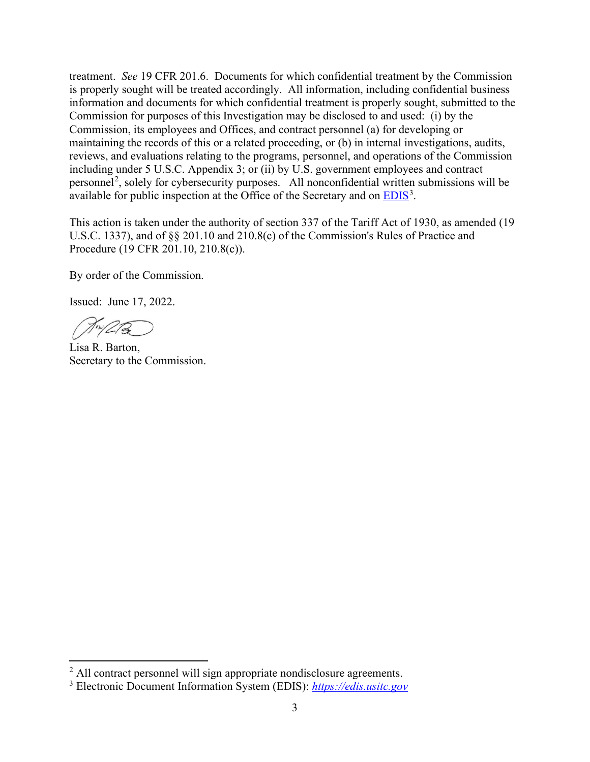treatment. *See* 19 CFR 201.6. Documents for which confidential treatment by the Commission is properly sought will be treated accordingly. All information, including confidential business information and documents for which confidential treatment is properly sought, submitted to the Commission for purposes of this Investigation may be disclosed to and used: (i) by the Commission, its employees and Offices, and contract personnel (a) for developing or maintaining the records of this or a related proceeding, or (b) in internal investigations, audits, reviews, and evaluations relating to the programs, personnel, and operations of the Commission including under 5 U.S.C. Appendix 3; or (ii) by U.S. government employees and contract personnel[2], solely for cybersecurity purposes. All nonconfidential written submissions will be available for public inspection at the Office of the Secretary and on EDIS[3].

This action is taken under the authority of section 337 of the Tariff Act of 1930, as amended (19 U.S.C. 1337), and of §§ 201.10 and 210.8(c) of the Commission's Rules of Practice and Procedure (19 CFR 201.10, 210.8(c)).

By order of the Commission.

Issued: June 17, 2022.

Lisa R. Barton,
Secretary to the Commission.

---

[2] All contract personnel will sign appropriate nondisclosure agreements.

[3] Electronic Document Information System (EDIS): *https://edis.usitc.gov*